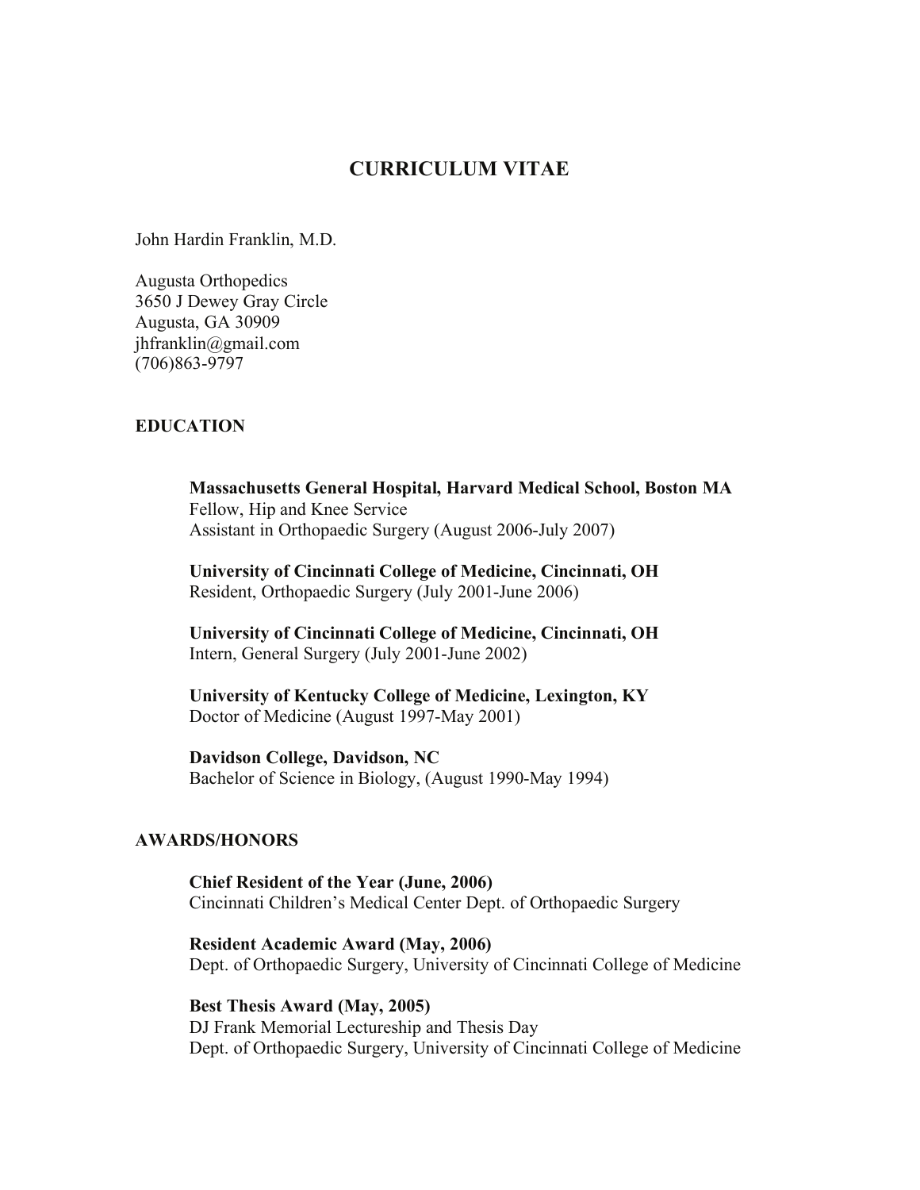# CURRICULUM VITAE

John Hardin Franklin, M.D.

Augusta Orthopedics
3650 J Dewey Gray Circle
Augusta, GA 30909
jhfranklin@gmail.com
(706)863-9797

## EDUCATION

**Massachusetts General Hospital, Harvard Medical School, Boston MA**
Fellow, Hip and Knee Service
Assistant in Orthopaedic Surgery (August 2006-July 2007)

**University of Cincinnati College of Medicine, Cincinnati, OH**
Resident, Orthopaedic Surgery (July 2001-June 2006)

**University of Cincinnati College of Medicine, Cincinnati, OH**
Intern, General Surgery (July 2001-June 2002)

**University of Kentucky College of Medicine, Lexington, KY**
Doctor of Medicine (August 1997-May 2001)

**Davidson College, Davidson, NC**
Bachelor of Science in Biology, (August 1990-May 1994)

## AWARDS/HONORS

**Chief Resident of the Year (June, 2006)**
Cincinnati Children's Medical Center Dept. of Orthopaedic Surgery

**Resident Academic Award (May, 2006)**
Dept. of Orthopaedic Surgery, University of Cincinnati College of Medicine

**Best Thesis Award (May, 2005)**
DJ Frank Memorial Lectureship and Thesis Day
Dept. of Orthopaedic Surgery, University of Cincinnati College of Medicine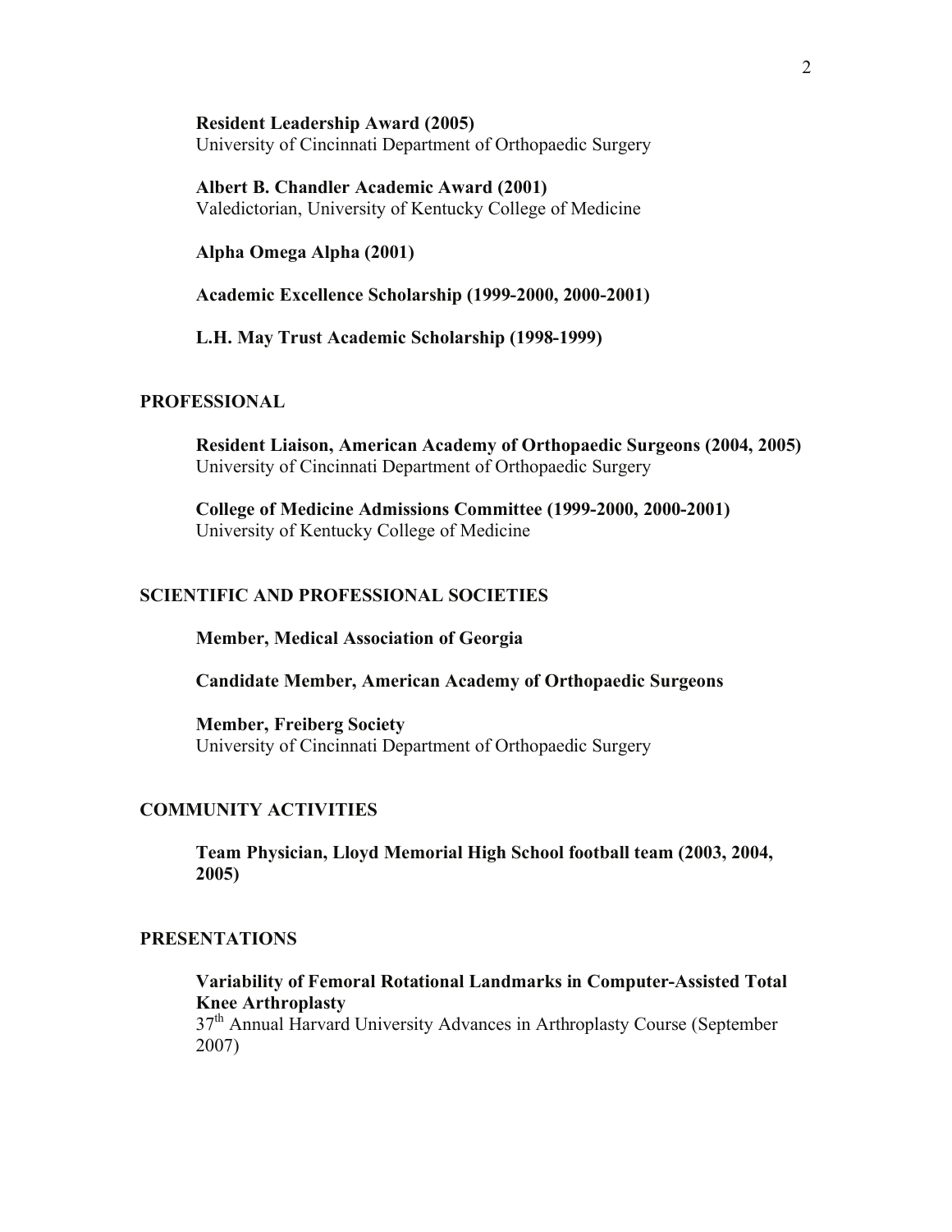**Resident Leadership Award (2005)**
University of Cincinnati Department of Orthopaedic Surgery

**Albert B. Chandler Academic Award (2001)**
Valedictorian, University of Kentucky College of Medicine

**Alpha Omega Alpha (2001)**

**Academic Excellence Scholarship (1999-2000, 2000-2001)**

**L.H. May Trust Academic Scholarship (1998-1999)**

## PROFESSIONAL

**Resident Liaison, American Academy of Orthopaedic Surgeons (2004, 2005)**
University of Cincinnati Department of Orthopaedic Surgery

**College of Medicine Admissions Committee (1999-2000, 2000-2001)**
University of Kentucky College of Medicine

## SCIENTIFIC AND PROFESSIONAL SOCIETIES

**Member, Medical Association of Georgia**

**Candidate Member, American Academy of Orthopaedic Surgeons**

**Member, Freiberg Society**
University of Cincinnati Department of Orthopaedic Surgery

## COMMUNITY ACTIVITIES

**Team Physician, Lloyd Memorial High School football team (2003, 2004, 2005)**

## PRESENTATIONS

**Variability of Femoral Rotational Landmarks in Computer-Assisted Total Knee Arthroplasty**
37th Annual Harvard University Advances in Arthroplasty Course (September 2007)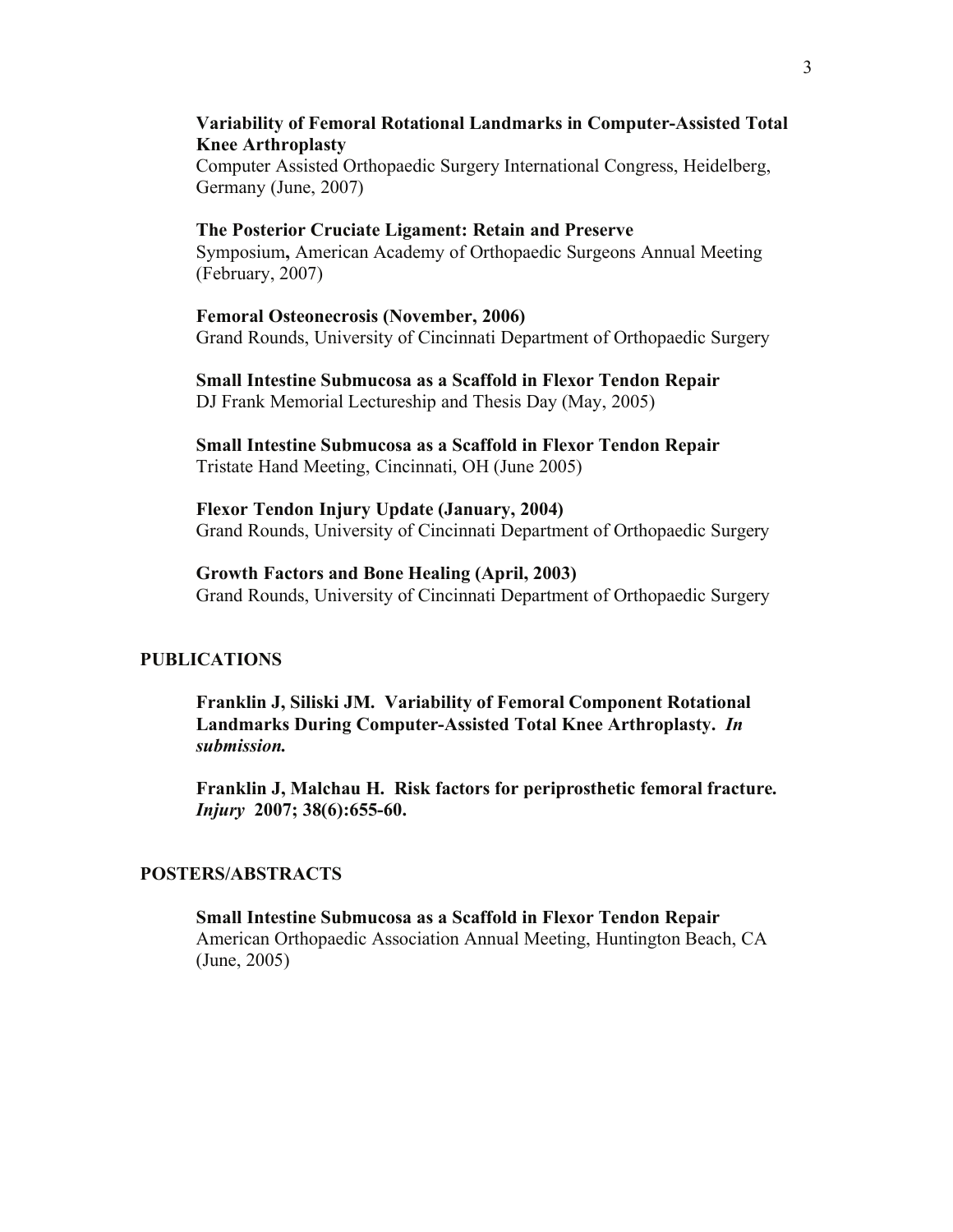**Variability of Femoral Rotational Landmarks in Computer-Assisted Total Knee Arthroplasty**
Computer Assisted Orthopaedic Surgery International Congress, Heidelberg, Germany (June, 2007)

**The Posterior Cruciate Ligament: Retain and Preserve**
Symposium**,** American Academy of Orthopaedic Surgeons Annual Meeting (February, 2007)

**Femoral Osteonecrosis (November, 2006)**
Grand Rounds, University of Cincinnati Department of Orthopaedic Surgery

**Small Intestine Submucosa as a Scaffold in Flexor Tendon Repair**
DJ Frank Memorial Lectureship and Thesis Day (May, 2005)

**Small Intestine Submucosa as a Scaffold in Flexor Tendon Repair**
Tristate Hand Meeting, Cincinnati, OH (June 2005)

**Flexor Tendon Injury Update (January, 2004)**
Grand Rounds, University of Cincinnati Department of Orthopaedic Surgery

**Growth Factors and Bone Healing (April, 2003)**
Grand Rounds, University of Cincinnati Department of Orthopaedic Surgery

## PUBLICATIONS

**Franklin J, Siliski JM. Variability of Femoral Component Rotational Landmarks During Computer-Assisted Total Knee Arthroplasty.** ***In submission.***

**Franklin J, Malchau H. Risk factors for periprosthetic femoral fracture.** ***Injury*** **2007; 38(6):655-60.**

## POSTERS/ABSTRACTS

**Small Intestine Submucosa as a Scaffold in Flexor Tendon Repair**
American Orthopaedic Association Annual Meeting, Huntington Beach, CA (June, 2005)